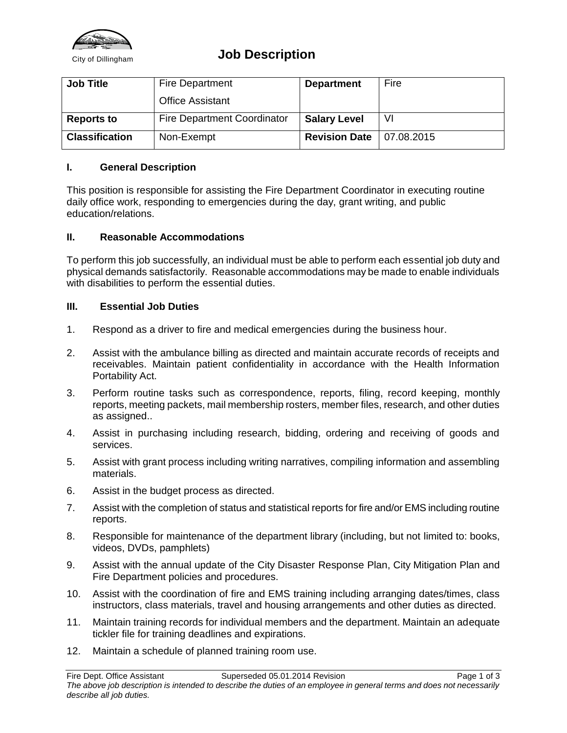City of Dillingham

# Job Description

| **Job Title** | Fire Department Office Assistant | **Department** | Fire |
|---|---|---|---|
| **Reports to** | Fire Department Coordinator | **Salary Level** | VI |
| **Classification** | Non-Exempt | **Revision Date** | 07.08.2015 |

## I. General Description

This position is responsible for assisting the Fire Department Coordinator in executing routine daily office work, responding to emergencies during the day, grant writing, and public education/relations.

## II. Reasonable Accommodations

To perform this job successfully, an individual must be able to perform each essential job duty and physical demands satisfactorily. Reasonable accommodations may be made to enable individuals with disabilities to perform the essential duties.

## III. Essential Job Duties

1. Respond as a driver to fire and medical emergencies during the business hour.
2. Assist with the ambulance billing as directed and maintain accurate records of receipts and receivables. Maintain patient confidentiality in accordance with the Health Information Portability Act.
3. Perform routine tasks such as correspondence, reports, filing, record keeping, monthly reports, meeting packets, mail membership rosters, member files, research, and other duties as assigned..
4. Assist in purchasing including research, bidding, ordering and receiving of goods and services.
5. Assist with grant process including writing narratives, compiling information and assembling materials.
6. Assist in the budget process as directed.
7. Assist with the completion of status and statistical reports for fire and/or EMS including routine reports.
8. Responsible for maintenance of the department library (including, but not limited to: books, videos, DVDs, pamphlets)
9. Assist with the annual update of the City Disaster Response Plan, City Mitigation Plan and Fire Department policies and procedures.
10. Assist with the coordination of fire and EMS training including arranging dates/times, class instructors, class materials, travel and housing arrangements and other duties as directed.
11. Maintain training records for individual members and the department. Maintain an adequate tickler file for training deadlines and expirations.
12. Maintain a schedule of planned training room use.

*The above job description is intended to describe the duties of an employee in general terms and does not necessarily describe all job duties.*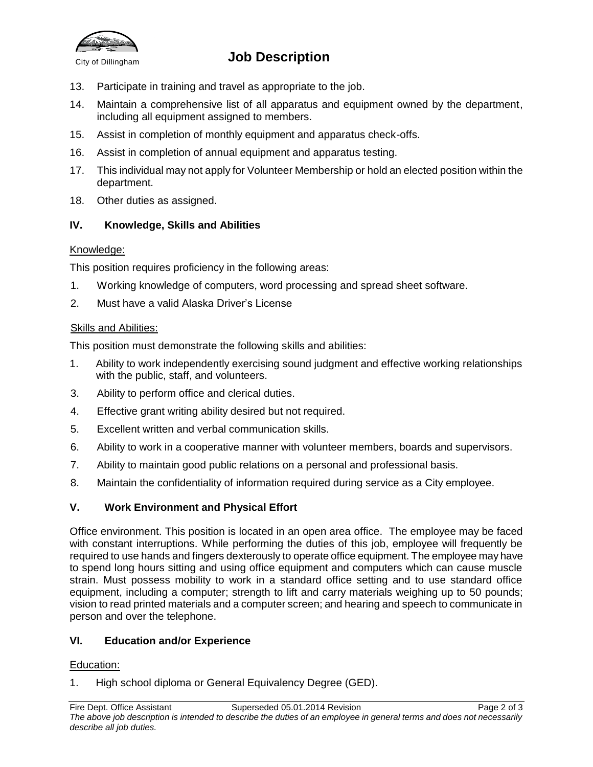13. Participate in training and travel as appropriate to the job.
14. Maintain a comprehensive list of all apparatus and equipment owned by the department, including all equipment assigned to members.
15. Assist in completion of monthly equipment and apparatus check-offs.
16. Assist in completion of annual equipment and apparatus testing.
17. This individual may not apply for Volunteer Membership or hold an elected position within the department.
18. Other duties as assigned.

## IV. Knowledge, Skills and Abilities

Knowledge:

This position requires proficiency in the following areas:

1. Working knowledge of computers, word processing and spread sheet software.
2. Must have a valid Alaska Driver's License

Skills and Abilities:

This position must demonstrate the following skills and abilities:

1. Ability to work independently exercising sound judgment and effective working relationships with the public, staff, and volunteers.
3. Ability to perform office and clerical duties.
4. Effective grant writing ability desired but not required.
5. Excellent written and verbal communication skills.
6. Ability to work in a cooperative manner with volunteer members, boards and supervisors.
7. Ability to maintain good public relations on a personal and professional basis.
8. Maintain the confidentiality of information required during service as a City employee.

## V. Work Environment and Physical Effort

Office environment. This position is located in an open area office. The employee may be faced with constant interruptions. While performing the duties of this job, employee will frequently be required to use hands and fingers dexterously to operate office equipment. The employee may have to spend long hours sitting and using office equipment and computers which can cause muscle strain. Must possess mobility to work in a standard office setting and to use standard office equipment, including a computer; strength to lift and carry materials weighing up to 50 pounds; vision to read printed materials and a computer screen; and hearing and speech to communicate in person and over the telephone.

## VI. Education and/or Experience

Education:

1. High school diploma or General Equivalency Degree (GED).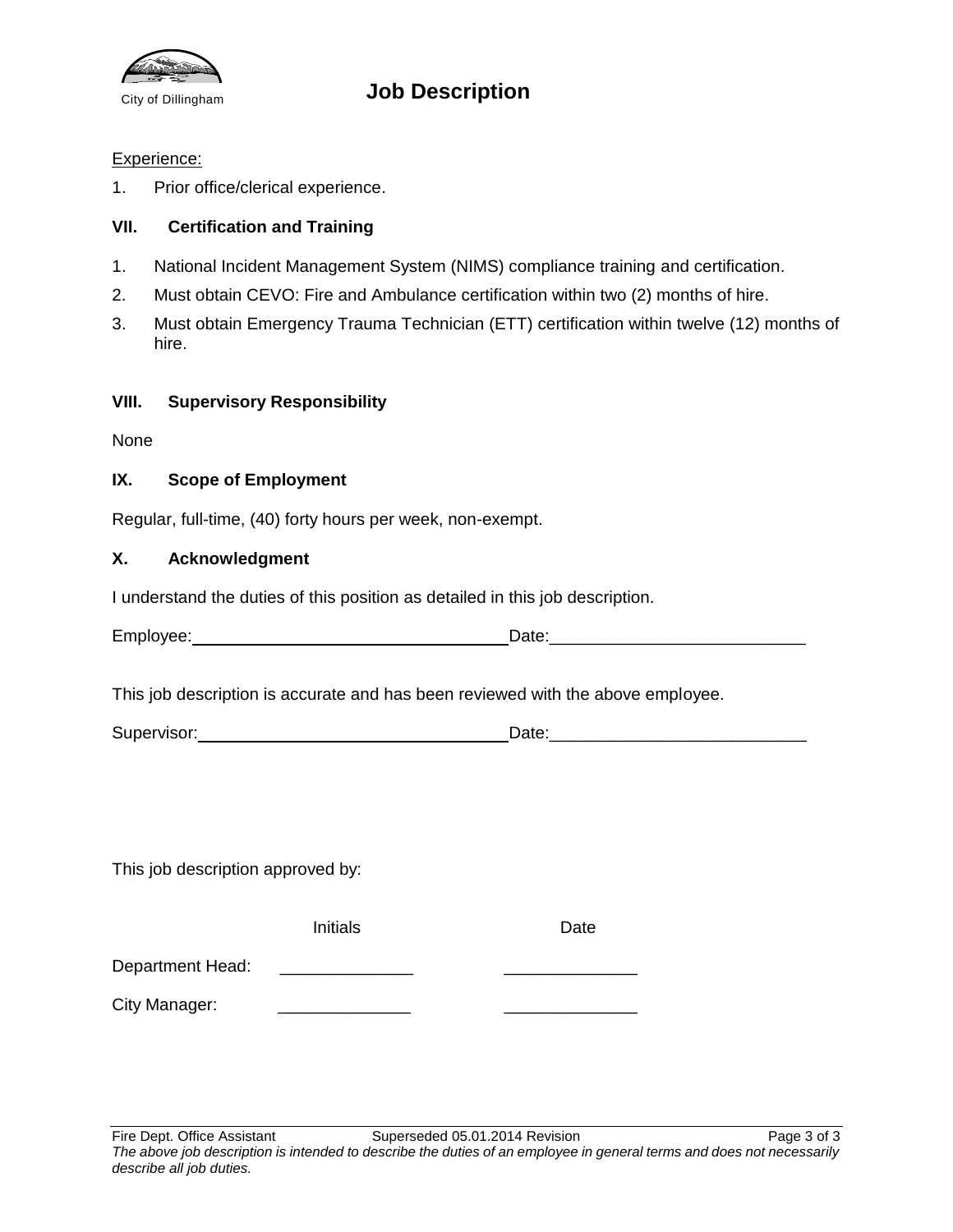Experience:

1. Prior office/clerical experience.

## VII. Certification and Training

1. National Incident Management System (NIMS) compliance training and certification.
2. Must obtain CEVO: Fire and Ambulance certification within two (2) months of hire.
3. Must obtain Emergency Trauma Technician (ETT) certification within twelve (12) months of hire.

## VIII. Supervisory Responsibility

None

## IX. Scope of Employment

Regular, full-time, (40) forty hours per week, non-exempt.

## X. Acknowledgment

I understand the duties of this position as detailed in this job description.

Employee:______________________________ Date:___________________________

This job description is accurate and has been reviewed with the above employee.

Supervisor:______________________________ Date:___________________________

This job description approved by:

| | Initials | Date |
|---|---|---|
| Department Head: | ______________ | ______________ |
| City Manager: | ______________ | ______________ |

*The above job description is intended to describe the duties of an employee in general terms and does not necessarily describe all job duties.*